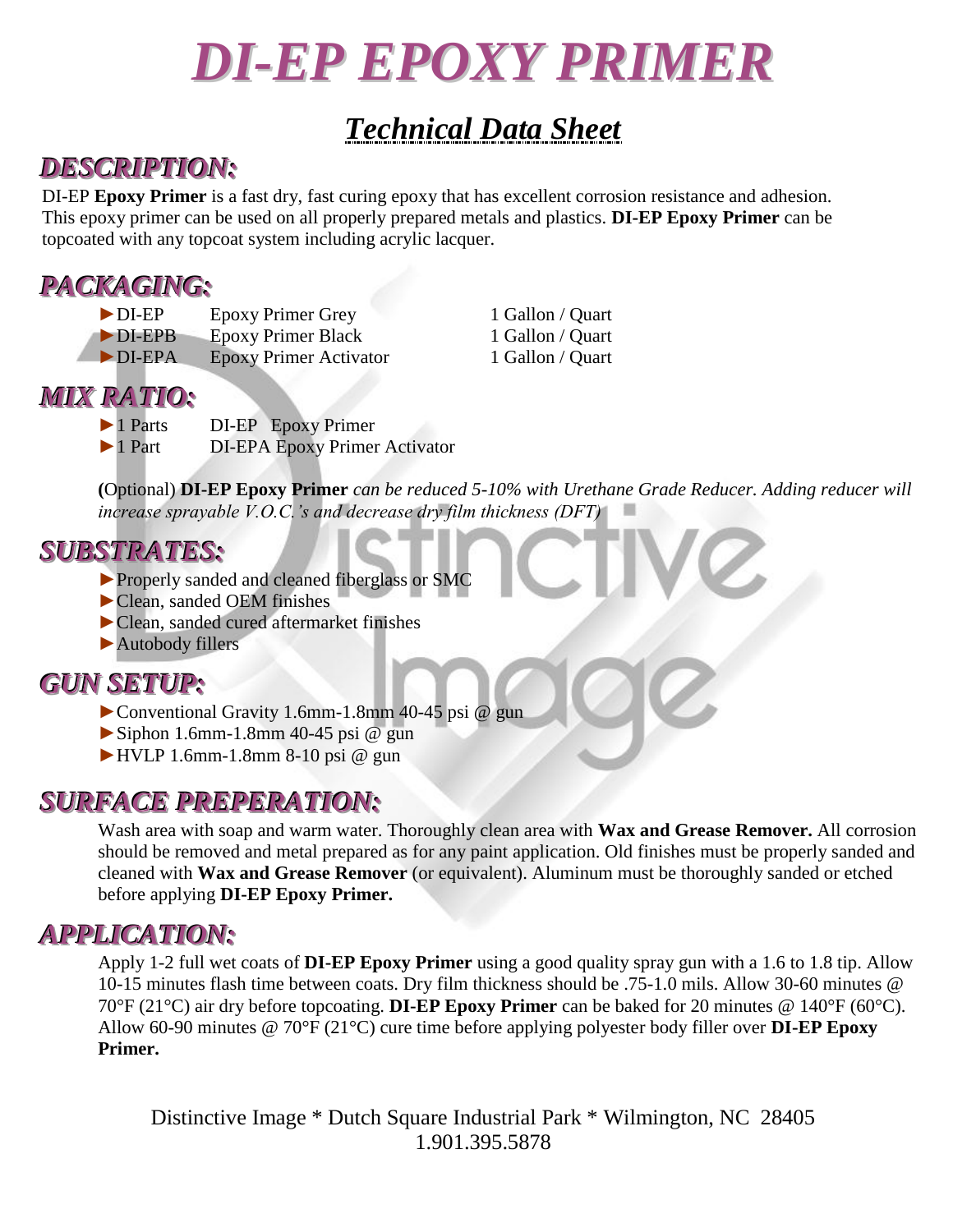# DI-EP EPOXY PRIMER

## Technical Data Sheet

### DESCRIPTION:

DI-EP **Epoxy Primer** is a fast dry, fast curing epoxy that has excellent corrosion resistance and adhesion. This epoxy primer can be used on all properly prepared metals and plastics. **DI-EP Epoxy Primer** can be topcoated with any topcoat system including acrylic lacquer.

### PACKAGING:

| | | |
|---|---|---|
| ►DI-EP | Epoxy Primer Grey | 1 Gallon / Quart |
| ►DI-EPB | Epoxy Primer Black | 1 Gallon / Quart |
| ►DI-EPA | Epoxy Primer Activator | 1 Gallon / Quart |

### MIX RATIO:

| | |
|---|---|
| ►1 Parts | DI-EP Epoxy Primer |
| ►1 Part | DI-EPA Epoxy Primer Activator |

**(**Optional) **DI-EP Epoxy Primer** *can be reduced 5-10% with Urethane Grade Reducer. Adding reducer will increase sprayable V.O.C.'s and decrease dry film thickness (DFT)*

### SUBSTRATES:

- ►Properly sanded and cleaned fiberglass or SMC
- ►Clean, sanded OEM finishes
- ►Clean, sanded cured aftermarket finishes
- ►Autobody fillers

### GUN SETUP:

- ►Conventional Gravity 1.6mm-1.8mm 40-45 psi @ gun
- ►Siphon 1.6mm-1.8mm 40-45 psi @ gun
- ►HVLP 1.6mm-1.8mm 8-10 psi @ gun

### SURFACE PREPERATION:

Wash area with soap and warm water. Thoroughly clean area with **Wax and Grease Remover.** All corrosion should be removed and metal prepared as for any paint application. Old finishes must be properly sanded and cleaned with **Wax and Grease Remover** (or equivalent). Aluminum must be thoroughly sanded or etched before applying **DI-EP Epoxy Primer.**

### APPLICATION:

Apply 1-2 full wet coats of **DI-EP Epoxy Primer** using a good quality spray gun with a 1.6 to 1.8 tip. Allow 10-15 minutes flash time between coats. Dry film thickness should be .75-1.0 mils. Allow 30-60 minutes @ 70°F (21°C) air dry before topcoating. **DI-EP Epoxy Primer** can be baked for 20 minutes @ 140°F (60°C). Allow 60-90 minutes @ 70°F (21°C) cure time before applying polyester body filler over **DI-EP Epoxy Primer.**

Distinctive Image * Dutch Square Industrial Park * Wilmington, NC 28405
1.901.395.5878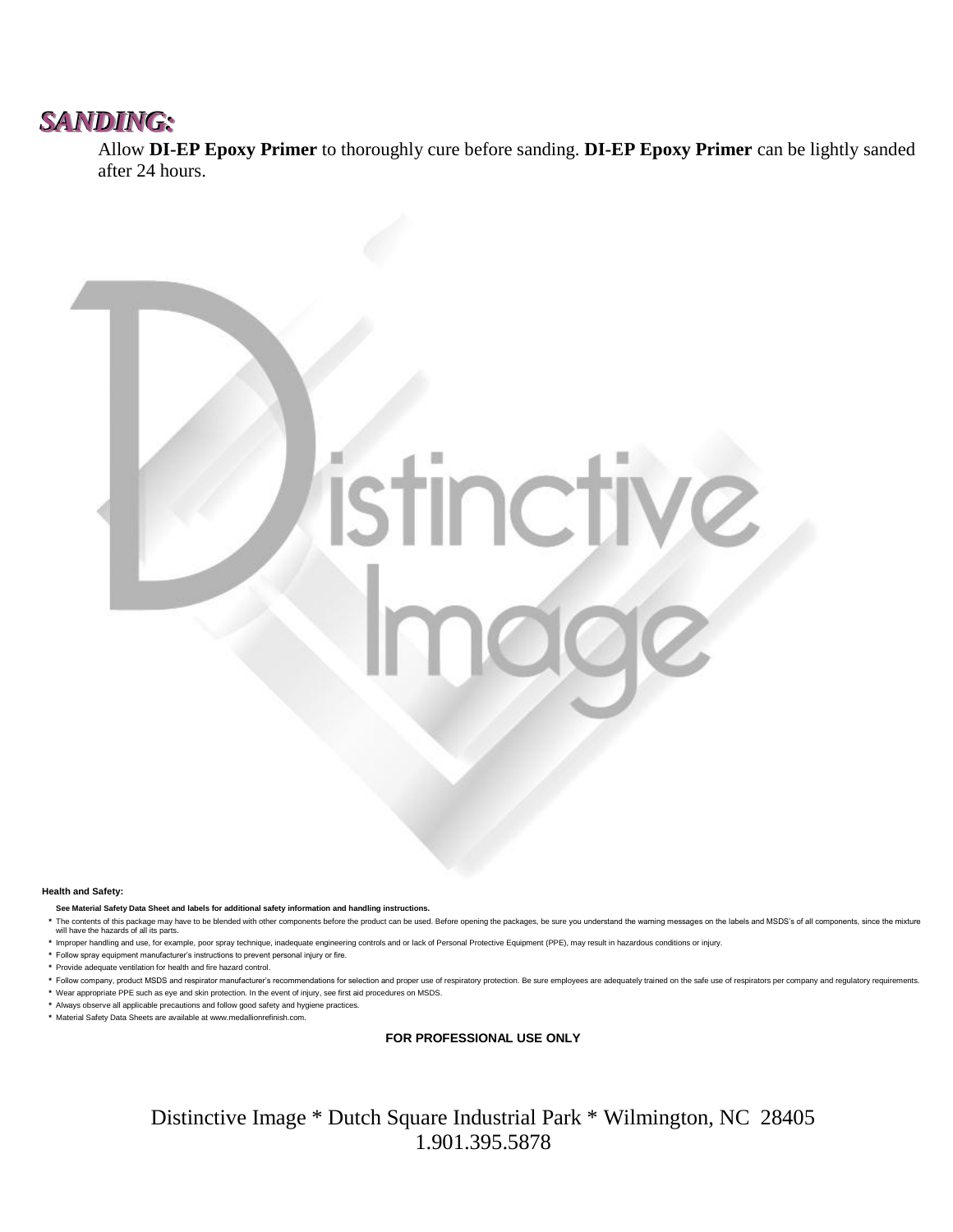## ***SANDING:***

Allow **DI-EP Epoxy Primer** to thoroughly cure before sanding. **DI-EP Epoxy Primer** can be lightly sanded after 24 hours.

**Health and Safety:**

**See Material Safety Data Sheet and labels for additional safety information and handling instructions.**

* The contents of this package may have to be blended with other components before the product can be used. Before opening the packages, be sure you understand the warning messages on the labels and MSDS's of all components, since the mixture will have the hazards of all its parts.
* Improper handling and use, for example, poor spray technique, inadequate engineering controls and or lack of Personal Protective Equipment (PPE), may result in hazardous conditions or injury.
* Follow spray equipment manufacturer's instructions to prevent personal injury or fire.
* Provide adequate ventilation for health and fire hazard control.
* Follow company, product MSDS and respirator manufacturer's recommendations for selection and proper use of respiratory protection. Be sure employees are adequately trained on the safe use of respirators per company and regulatory requirements.
* Wear appropriate PPE such as eye and skin protection. In the event of injury, see first aid procedures on MSDS.
* Always observe all applicable precautions and follow good safety and hygiene practices.
* Material Safety Data Sheets are available at www.medallionrefinish.com.

**FOR PROFESSIONAL USE ONLY**

Distinctive Image * Dutch Square Industrial Park * Wilmington, NC 28405
1.901.395.5878